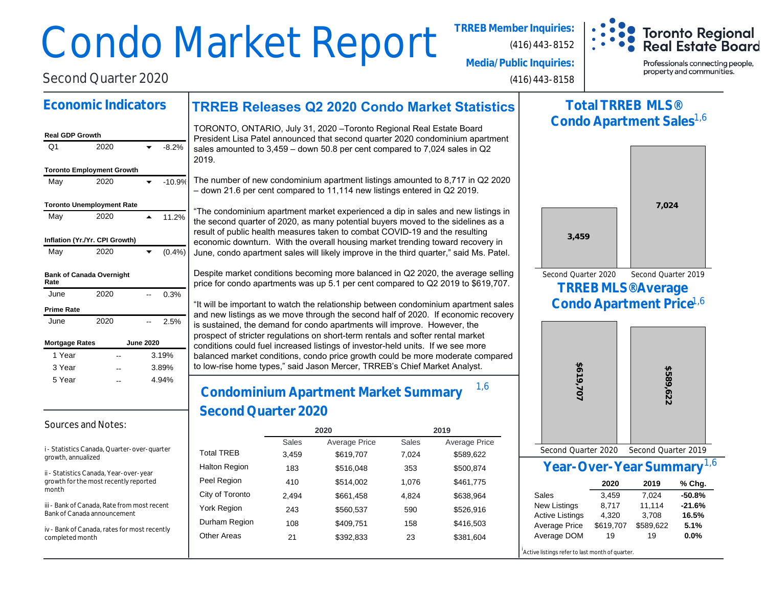# Condo Market Report

Second Quarter 2020

**TRREB Member Inquiries:**
(416) 443-8152

**Media/Public Inquiries:**
(416) 443-8158

Toronto Regional Real Estate Board
Professionals connecting people, property and communities.

## Economic Indicators

**Real GDP Growth**

| | | | |
|---|---|---|---|
| Q1 | 2020 | ▼ | -8.2% |

**Toronto Employment Growth**

| | | | |
|---|---|---|---|
| May | 2020 | ▼ | -10.9% |

**Toronto Unemployment Rate**

| | | | |
|---|---|---|---|
| May | 2020 | ▲ | 11.2% |

**Inflation (Yr./Yr. CPI Growth)**

| | | | |
|---|---|---|---|
| May | 2020 | ▼ | (0.4%) |

**Bank of Canada Overnight Rate**

| | | | |
|---|---|---|---|
| June | 2020 | -- | 0.3% |

**Prime Rate**

| | | | |
|---|---|---|---|
| June | 2020 | -- | 2.5% |

| Mortgage Rates | June 2020 | |
|---|---|---|
| 1 Year | -- | 3.19% |
| 3 Year | -- | 3.89% |
| 5 Year | -- | 4.94% |

### Sources and Notes:

i - Statistics Canada, Quarter-over-quarter growth, annualized

ii - Statistics Canada, Year-over-year growth for the most recently reported month

iii - Bank of Canada, Rate from most recent Bank of Canada announcement

iv - Bank of Canada, rates for most recently completed month

## TRREB Releases Q2 2020 Condo Market Statistics

TORONTO, ONTARIO, July 31, 2020 –Toronto Regional Real Estate Board President Lisa Patel announced that second quarter 2020 condominium apartment sales amounted to 3,459 – down 50.8 per cent compared to 7,024 sales in Q2 2019.

The number of new condominium apartment listings amounted to 8,717 in Q2 2020 – down 21.6 per cent compared to 11,114 new listings entered in Q2 2019.

"The condominium apartment market experienced a dip in sales and new listings in the second quarter of 2020, as many potential buyers moved to the sidelines as a result of public health measures taken to combat COVID-19 and the resulting economic downturn. With the overall housing market trending toward recovery in June, condo apartment sales will likely improve in the third quarter," said Ms. Patel.

Despite market conditions becoming more balanced in Q2 2020, the average selling price for condo apartments was up 5.1 per cent compared to Q2 2019 to $619,707.

"It will be important to watch the relationship between condominium apartment sales and new listings as we move through the second half of 2020. If economic recovery is sustained, the demand for condo apartments will improve. However, the prospect of stricter regulations on short-term rentals and softer rental market conditions could fuel increased listings of investor-held units. If we see more balanced market conditions, condo price growth could be more moderate compared to low-rise home types," said Jason Mercer, TRREB's Chief Market Analyst.

## Condominium Apartment Market Summary Second Quarter 2020 [1,6]

| | 2020 | | 2019 | |
|---|---|---|---|---|
| | Sales | Average Price | Sales | Average Price |
| Total TREB | 3,459 | $619,707 | 7,024 | $589,622 |
| Halton Region | 183 | $516,048 | 353 | $500,874 |
| Peel Region | 410 | $514,002 | 1,076 | $461,775 |
| City of Toronto | 2,494 | $661,458 | 4,824 | $638,964 |
| York Region | 243 | $560,537 | 590 | $526,916 |
| Durham Region | 108 | $409,751 | 158 | $416,503 |
| Other Areas | 21 | $392,833 | 23 | $381,604 |

## Total TRREB MLS® Condo Apartment Sales [1,6]

| Second Quarter 2020 | Second Quarter 2019 |
|---|---|
| 3,459 | 7,024 |

## TRREB MLS® Average Condo Apartment Price [1,6]

| Second Quarter 2020 | Second Quarter 2019 |
|---|---|
| $619,707 | $589,622 |

## Year-Over-Year Summary [1,6]

| | 2020 | 2019 | % Chg. |
|---|---|---|---|
| Sales | 3,459 | 7,024 | **-50.8%** |
| New Listings | 8,717 | 11,114 | **-21.6%** |
| Active Listings | 4,320 | 3,708 | **16.5%** |
| Average Price | $619,707 | $589,622 | **5.1%** |
| Average DOM | 19 | 19 | **0.0%** |

[i] Active listings refer to last month of quarter.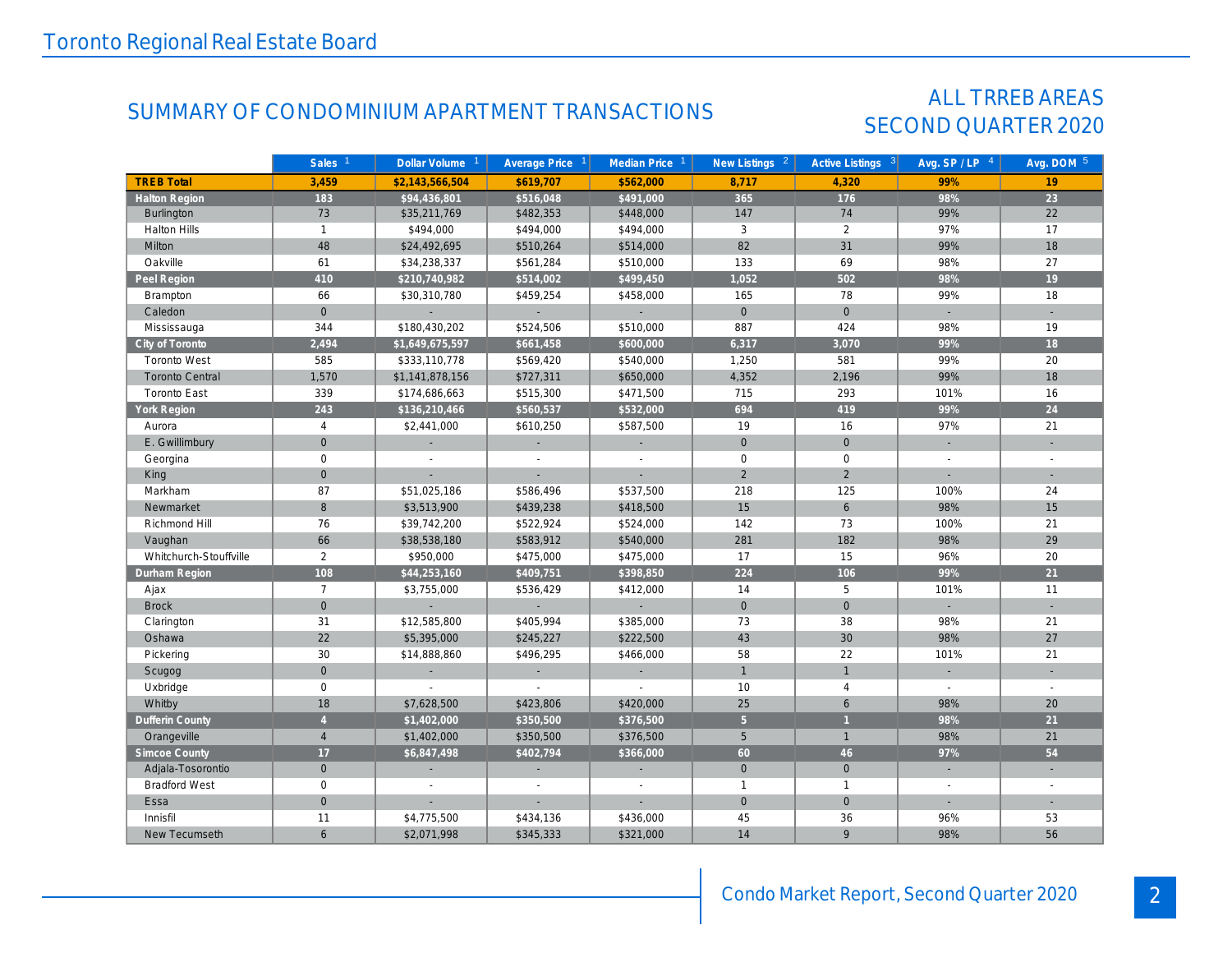## SUMMARY OF CONDOMINIUM APARTMENT TRANSACTIONS

## ALL TRREB AREAS SECOND QUARTER 2020

| | Sales [1] | Dollar Volume [1] | Average Price [1] | Median Price [1] | New Listings [2] | Active Listings [3] | Avg. SP / LP [4] | Avg. DOM [5] |
|---|---|---|---|---|---|---|---|---|
| **TREB Total** | **3,459** | **$2,143,566,504** | **$619,707** | **$562,000** | **8,717** | **4,320** | **99%** | **19** |
| **Halton Region** | **183** | **$94,436,801** | **$516,048** | **$491,000** | **365** | **176** | **98%** | **23** |
| Burlington | 73 | $35,211,769 | $482,353 | $448,000 | 147 | 74 | 99% | 22 |
| Halton Hills | 1 | $494,000 | $494,000 | $494,000 | 3 | 2 | 97% | 17 |
| Milton | 48 | $24,492,695 | $510,264 | $514,000 | 82 | 31 | 99% | 18 |
| Oakville | 61 | $34,238,337 | $561,284 | $510,000 | 133 | 69 | 98% | 27 |
| **Peel Region** | **410** | **$210,740,982** | **$514,002** | **$499,450** | **1,052** | **502** | **98%** | **19** |
| Brampton | 66 | $30,310,780 | $459,254 | $458,000 | 165 | 78 | 99% | 18 |
| Caledon | 0 | - | - | - | 0 | 0 | - | - |
| Mississauga | 344 | $180,430,202 | $524,506 | $510,000 | 887 | 424 | 98% | 19 |
| **City of Toronto** | **2,494** | **$1,649,675,597** | **$661,458** | **$600,000** | **6,317** | **3,070** | **99%** | **18** |
| Toronto West | 585 | $333,110,778 | $569,420 | $540,000 | 1,250 | 581 | 99% | 20 |
| Toronto Central | 1,570 | $1,141,878,156 | $727,311 | $650,000 | 4,352 | 2,196 | 99% | 18 |
| Toronto East | 339 | $174,686,663 | $515,300 | $471,500 | 715 | 293 | 101% | 16 |
| **York Region** | **243** | **$136,210,466** | **$560,537** | **$532,000** | **694** | **419** | **99%** | **24** |
| Aurora | 4 | $2,441,000 | $610,250 | $587,500 | 19 | 16 | 97% | 21 |
| E. Gwillimbury | 0 | - | - | - | 0 | 0 | - | - |
| Georgina | 0 | - | - | - | 0 | 0 | - | - |
| King | 0 | - | - | - | 2 | 2 | - | - |
| Markham | 87 | $51,025,186 | $586,496 | $537,500 | 218 | 125 | 100% | 24 |
| Newmarket | 8 | $3,513,900 | $439,238 | $418,500 | 15 | 6 | 98% | 15 |
| Richmond Hill | 76 | $39,742,200 | $522,924 | $524,000 | 142 | 73 | 100% | 21 |
| Vaughan | 66 | $38,538,180 | $583,912 | $540,000 | 281 | 182 | 98% | 29 |
| Whitchurch-Stouffville | 2 | $950,000 | $475,000 | $475,000 | 17 | 15 | 96% | 20 |
| **Durham Region** | **108** | **$44,253,160** | **$409,751** | **$398,850** | **224** | **106** | **99%** | **21** |
| Ajax | 7 | $3,755,000 | $536,429 | $412,000 | 14 | 5 | 101% | 11 |
| Brock | 0 | - | - | - | 0 | 0 | - | - |
| Clarington | 31 | $12,585,800 | $405,994 | $385,000 | 73 | 38 | 98% | 21 |
| Oshawa | 22 | $5,395,000 | $245,227 | $222,500 | 43 | 30 | 98% | 27 |
| Pickering | 30 | $14,888,860 | $496,295 | $466,000 | 58 | 22 | 101% | 21 |
| Scugog | 0 | - | - | - | 1 | 1 | - | - |
| Uxbridge | 0 | - | - | - | 10 | 4 | - | - |
| Whitby | 18 | $7,628,500 | $423,806 | $420,000 | 25 | 6 | 98% | 20 |
| **Dufferin County** | **4** | **$1,402,000** | **$350,500** | **$376,500** | **5** | **1** | **98%** | **21** |
| Orangeville | 4 | $1,402,000 | $350,500 | $376,500 | 5 | 1 | 98% | 21 |
| **Simcoe County** | **17** | **$6,847,498** | **$402,794** | **$366,000** | **60** | **46** | **97%** | **54** |
| Adjala-Tosorontio | 0 | - | - | - | 0 | 0 | - | - |
| Bradford West | 0 | - | - | - | 1 | 1 | - | - |
| Essa | 0 | - | - | - | 0 | 0 | - | - |
| Innisfil | 11 | $4,775,500 | $434,136 | $436,000 | 45 | 36 | 96% | 53 |
| New Tecumseth | 6 | $2,071,998 | $345,333 | $321,000 | 14 | 9 | 98% | 56 |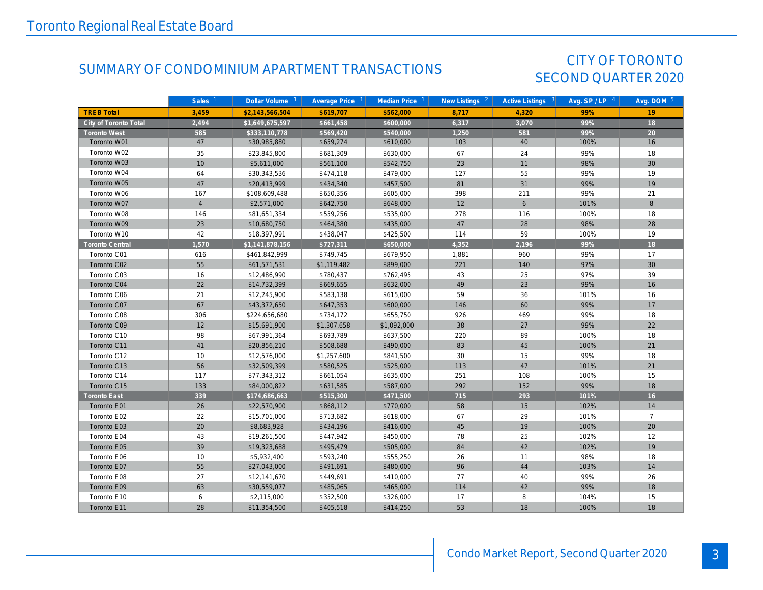## SUMMARY OF CONDOMINIUM APARTMENT TRANSACTIONS

## CITY OF TORONTO SECOND QUARTER 2020

| | Sales [1] | Dollar Volume [1] | Average Price [1] | Median Price [1] | New Listings [2] | Active Listings [3] | Avg. SP / LP [4] | Avg. DOM [5] |
|---|---|---|---|---|---|---|---|---|
| **TREB Total** | **3,459** | **$2,143,566,504** | **$619,707** | **$562,000** | **8,717** | **4,320** | **99%** | **19** |
| **City of Toronto Total** | **2,494** | **$1,649,675,597** | **$661,458** | **$600,000** | **6,317** | **3,070** | **99%** | **18** |
| **Toronto West** | **585** | **$333,110,778** | **$569,420** | **$540,000** | **1,250** | **581** | **99%** | **20** |
| Toronto W01 | 47 | $30,985,880 | $659,274 | $610,000 | 103 | 40 | 100% | 16 |
| Toronto W02 | 35 | $23,845,800 | $681,309 | $630,000 | 67 | 24 | 99% | 18 |
| Toronto W03 | 10 | $5,611,000 | $561,100 | $542,750 | 23 | 11 | 98% | 30 |
| Toronto W04 | 64 | $30,343,536 | $474,118 | $479,000 | 127 | 55 | 99% | 19 |
| Toronto W05 | 47 | $20,413,999 | $434,340 | $457,500 | 81 | 31 | 99% | 19 |
| Toronto W06 | 167 | $108,609,488 | $650,356 | $605,000 | 398 | 211 | 99% | 21 |
| Toronto W07 | 4 | $2,571,000 | $642,750 | $648,000 | 12 | 6 | 101% | 8 |
| Toronto W08 | 146 | $81,651,334 | $559,256 | $535,000 | 278 | 116 | 100% | 18 |
| Toronto W09 | 23 | $10,680,750 | $464,380 | $435,000 | 47 | 28 | 98% | 28 |
| Toronto W10 | 42 | $18,397,991 | $438,047 | $425,500 | 114 | 59 | 100% | 19 |
| **Toronto Central** | **1,570** | **$1,141,878,156** | **$727,311** | **$650,000** | **4,352** | **2,196** | **99%** | **18** |
| Toronto C01 | 616 | $461,842,999 | $749,745 | $679,950 | 1,881 | 960 | 99% | 17 |
| Toronto C02 | 55 | $61,571,531 | $1,119,482 | $899,000 | 221 | 140 | 97% | 30 |
| Toronto C03 | 16 | $12,486,990 | $780,437 | $762,495 | 43 | 25 | 97% | 39 |
| Toronto C04 | 22 | $14,732,399 | $669,655 | $632,000 | 49 | 23 | 99% | 16 |
| Toronto C06 | 21 | $12,245,900 | $583,138 | $615,000 | 59 | 36 | 101% | 16 |
| Toronto C07 | 67 | $43,372,650 | $647,353 | $600,000 | 146 | 60 | 99% | 17 |
| Toronto C08 | 306 | $224,656,680 | $734,172 | $655,750 | 926 | 469 | 99% | 18 |
| Toronto C09 | 12 | $15,691,900 | $1,307,658 | $1,092,000 | 38 | 27 | 99% | 22 |
| Toronto C10 | 98 | $67,991,364 | $693,789 | $637,500 | 220 | 89 | 100% | 18 |
| Toronto C11 | 41 | $20,856,210 | $508,688 | $490,000 | 83 | 45 | 100% | 21 |
| Toronto C12 | 10 | $12,576,000 | $1,257,600 | $841,500 | 30 | 15 | 99% | 18 |
| Toronto C13 | 56 | $32,509,399 | $580,525 | $525,000 | 113 | 47 | 101% | 21 |
| Toronto C14 | 117 | $77,343,312 | $661,054 | $635,000 | 251 | 108 | 100% | 15 |
| Toronto C15 | 133 | $84,000,822 | $631,585 | $587,000 | 292 | 152 | 99% | 18 |
| **Toronto East** | **339** | **$174,686,663** | **$515,300** | **$471,500** | **715** | **293** | **101%** | **16** |
| Toronto E01 | 26 | $22,570,900 | $868,112 | $770,000 | 58 | 15 | 102% | 14 |
| Toronto E02 | 22 | $15,701,000 | $713,682 | $618,000 | 67 | 29 | 101% | 7 |
| Toronto E03 | 20 | $8,683,928 | $434,196 | $416,000 | 45 | 19 | 100% | 20 |
| Toronto E04 | 43 | $19,261,500 | $447,942 | $450,000 | 78 | 25 | 102% | 12 |
| Toronto E05 | 39 | $19,323,688 | $495,479 | $505,000 | 84 | 42 | 102% | 19 |
| Toronto E06 | 10 | $5,932,400 | $593,240 | $555,250 | 26 | 11 | 98% | 18 |
| Toronto E07 | 55 | $27,043,000 | $491,691 | $480,000 | 96 | 44 | 103% | 14 |
| Toronto E08 | 27 | $12,141,670 | $449,691 | $410,000 | 77 | 40 | 99% | 26 |
| Toronto E09 | 63 | $30,559,077 | $485,065 | $465,000 | 114 | 42 | 99% | 18 |
| Toronto E10 | 6 | $2,115,000 | $352,500 | $326,000 | 17 | 8 | 104% | 15 |
| Toronto E11 | 28 | $11,354,500 | $405,518 | $414,250 | 53 | 18 | 100% | 18 |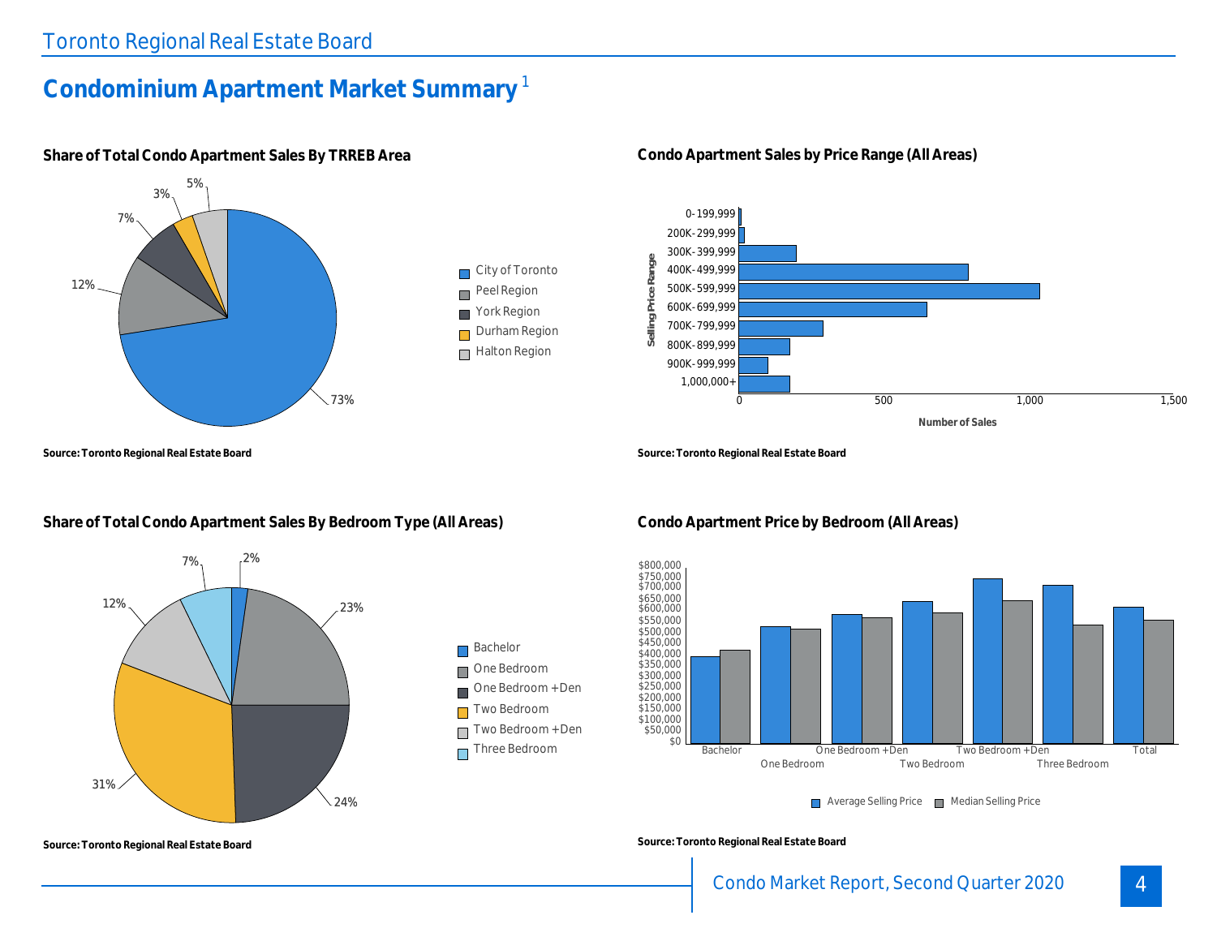# Condominium Apartment Market Summary [1]

### Share of Total Condo Apartment Sales By TRREB Area

- City of Toronto: 73%
- Peel Region: 12%
- York Region: 7%
- Durham Region: 3%
- Halton Region: 5%

**Source: Toronto Regional Real Estate Board**

### Condo Apartment Sales by Price Range (All Areas)

Selling Price Range: 0-199,999; 200K-299,999; 300K-399,999; 400K-499,999; 500K-599,999; 600K-699,999; 700K-799,999; 800K-899,999; 900K-999,999; 1,000,000+

Number of Sales: 0; 500; 1,000; 1,500

**Source: Toronto Regional Real Estate Board**

### Share of Total Condo Apartment Sales By Bedroom Type (All Areas)

- Bachelor: 2%
- One Bedroom: 23%
- One Bedroom + Den: 24%
- Two Bedroom: 31%
- Two Bedroom + Den: 12%
- Three Bedroom: 7%

**Source: Toronto Regional Real Estate Board**

### Condo Apartment Price by Bedroom (All Areas)

Categories: Bachelor; One Bedroom; One Bedroom + Den; Two Bedroom; Two Bedroom + Den; Three Bedroom; Total

Legend: Average Selling Price; Median Selling Price

Axis: $0 to $800,000 (increments of $50,000)

**Source: Toronto Regional Real Estate Board**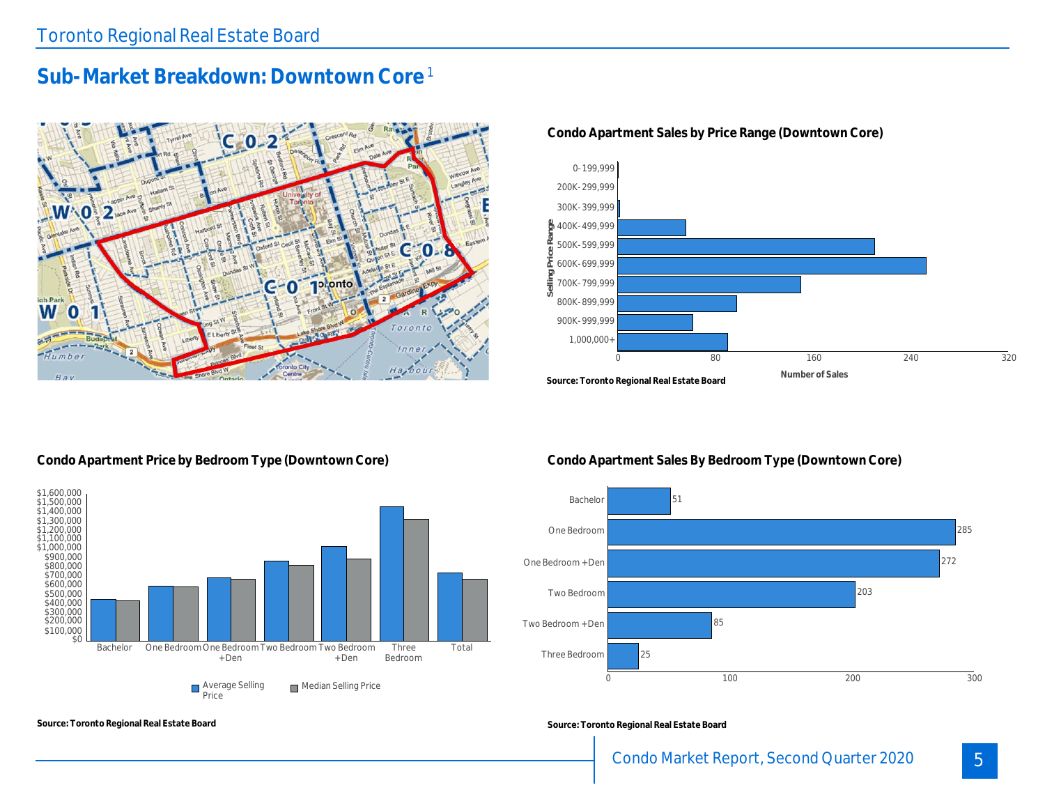## Sub-Market Breakdown: Downtown Core[1]

### Condo Apartment Sales by Price Range (Downtown Core)

Source: Toronto Regional Real Estate Board

### Condo Apartment Price by Bedroom Type (Downtown Core)

Source: Toronto Regional Real Estate Board

### Condo Apartment Sales By Bedroom Type (Downtown Core)

| Bedroom Type | Number of Sales |
|---|---|
| Bachelor | 51 |
| One Bedroom | 285 |
| One Bedroom +Den | 272 |
| Two Bedroom | 203 |
| Two Bedroom +Den | 85 |
| Three Bedroom | 25 |

Source: Toronto Regional Real Estate Board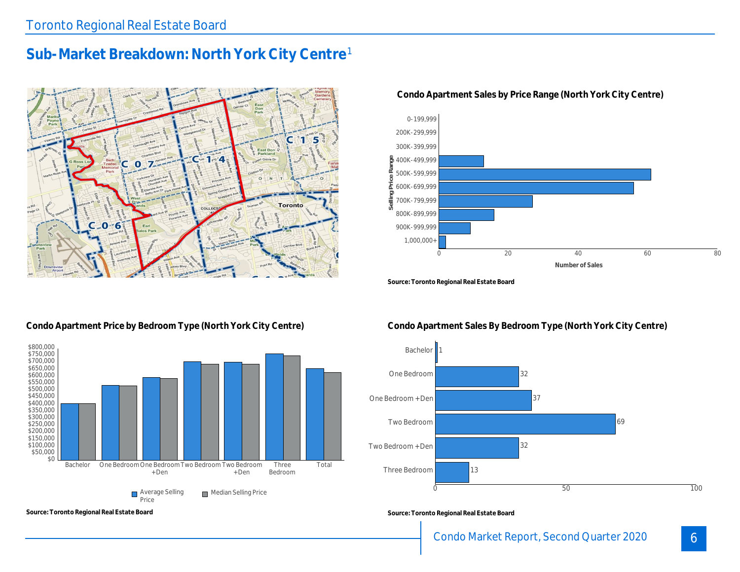## Sub-Market Breakdown: North York City Centre[1]

### Condo Apartment Sales by Price Range (North York City Centre)

Source: Toronto Regional Real Estate Board

### Condo Apartment Price by Bedroom Type (North York City Centre)

Source: Toronto Regional Real Estate Board

### Condo Apartment Sales By Bedroom Type (North York City Centre)

| Bedroom Type | Number of Sales |
|---|---|
| Bachelor | 1 |
| One Bedroom | 32 |
| One Bedroom +Den | 37 |
| Two Bedroom | 69 |
| Two Bedroom +Den | 32 |
| Three Bedroom | 13 |

Source: Toronto Regional Real Estate Board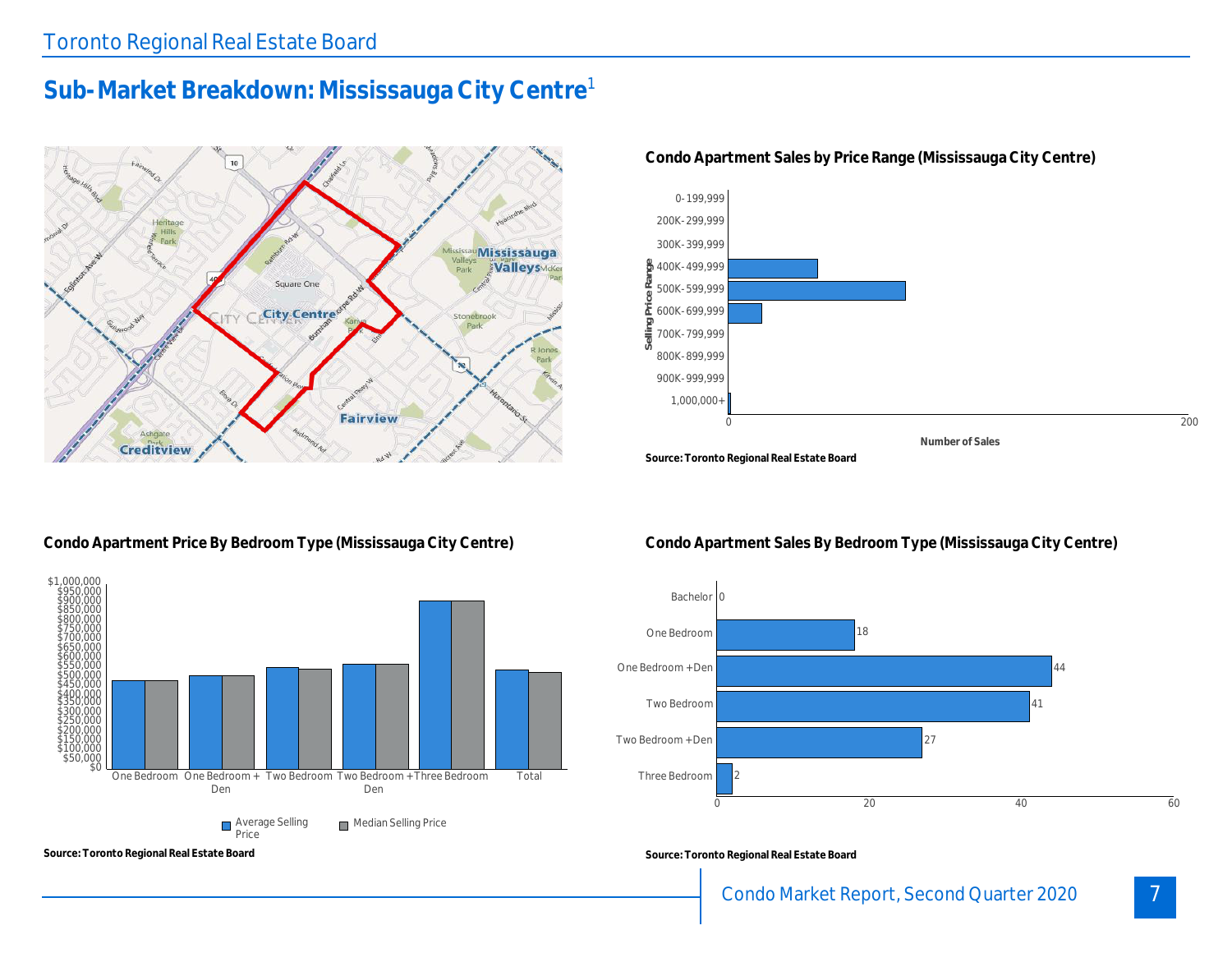# Sub-Market Breakdown: Mississauga City Centre[1]

### Condo Apartment Sales by Price Range (Mississauga City Centre)

Source: Toronto Regional Real Estate Board

### Condo Apartment Price By Bedroom Type (Mississauga City Centre)

Source: Toronto Regional Real Estate Board

### Condo Apartment Sales By Bedroom Type (Mississauga City Centre)

| Bedroom Type | Number of Sales |
| --- | --- |
| Bachelor | 0 |
| One Bedroom | 18 |
| One Bedroom + Den | 44 |
| Two Bedroom | 41 |
| Two Bedroom + Den | 27 |
| Three Bedroom | 2 |

Source: Toronto Regional Real Estate Board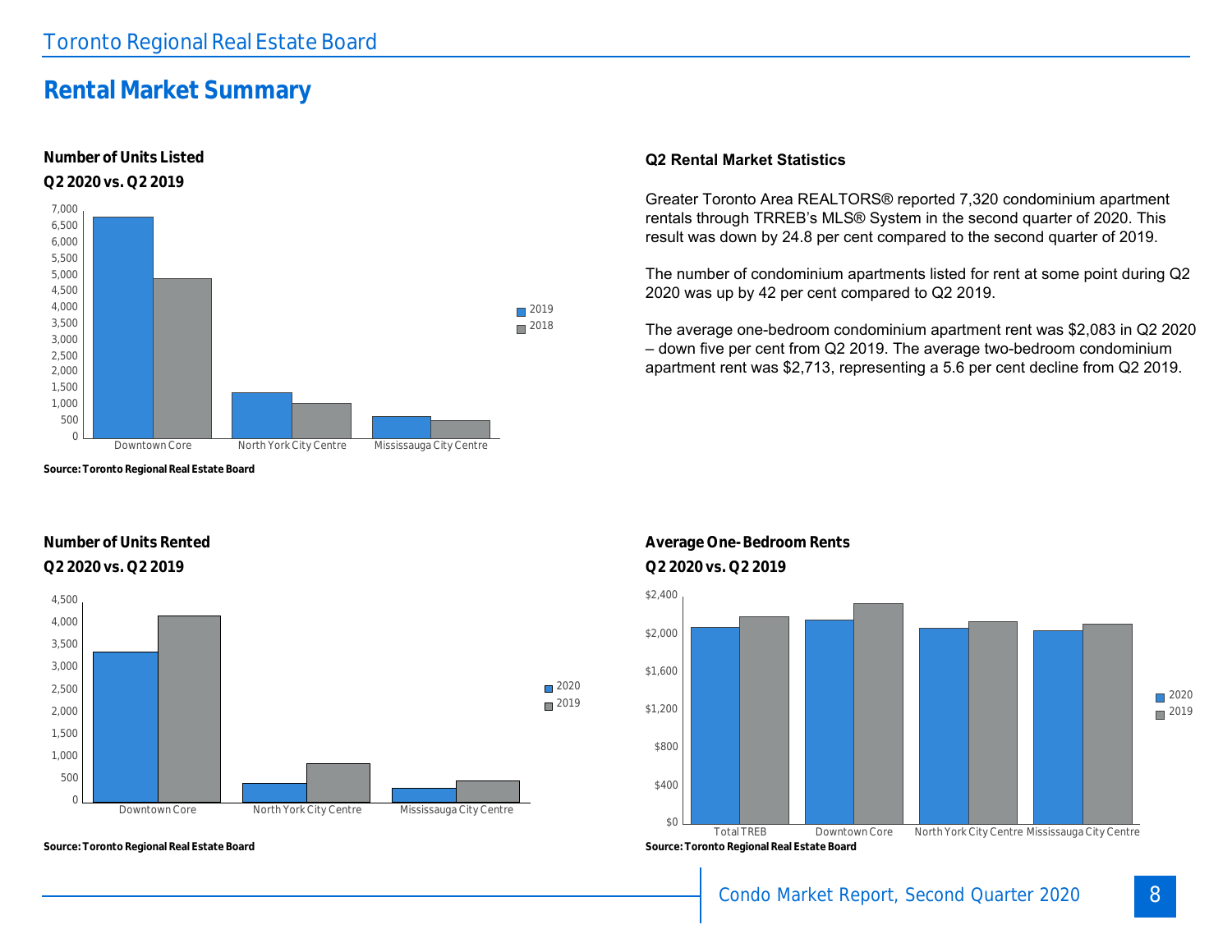# Rental Market Summary

**Number of Units Listed**
**Q2 2020 vs. Q2 2019**

| | 2019 | 2018 |
|---|---|---|
| Downtown Core | | |
| North York City Centre | | |
| Mississauga City Centre | | |

**Source: Toronto Regional Real Estate Board**

### Q2 Rental Market Statistics

Greater Toronto Area REALTORS® reported 7,320 condominium apartment rentals through TRREB's MLS® System in the second quarter of 2020. This result was down by 24.8 per cent compared to the second quarter of 2019.

The number of condominium apartments listed for rent at some point during Q2 2020 was up by 42 per cent compared to Q2 2019.

The average one-bedroom condominium apartment rent was $2,083 in Q2 2020 – down five per cent from Q2 2019. The average two-bedroom condominium apartment rent was $2,713, representing a 5.6 per cent decline from Q2 2019.

**Number of Units Rented**
**Q2 2020 vs. Q2 2019**

| | 2020 | 2019 |
|---|---|---|
| Downtown Core | | |
| North York City Centre | | |
| Mississauga City Centre | | |

**Source: Toronto Regional Real Estate Board**

**Average One-Bedroom Rents**
**Q2 2020 vs. Q2 2019**

| | 2020 | 2019 |
|---|---|---|
| Total TREB | | |
| Downtown Core | | |
| North York City Centre | | |
| Mississauga City Centre | | |

**Source: Toronto Regional Real Estate Board**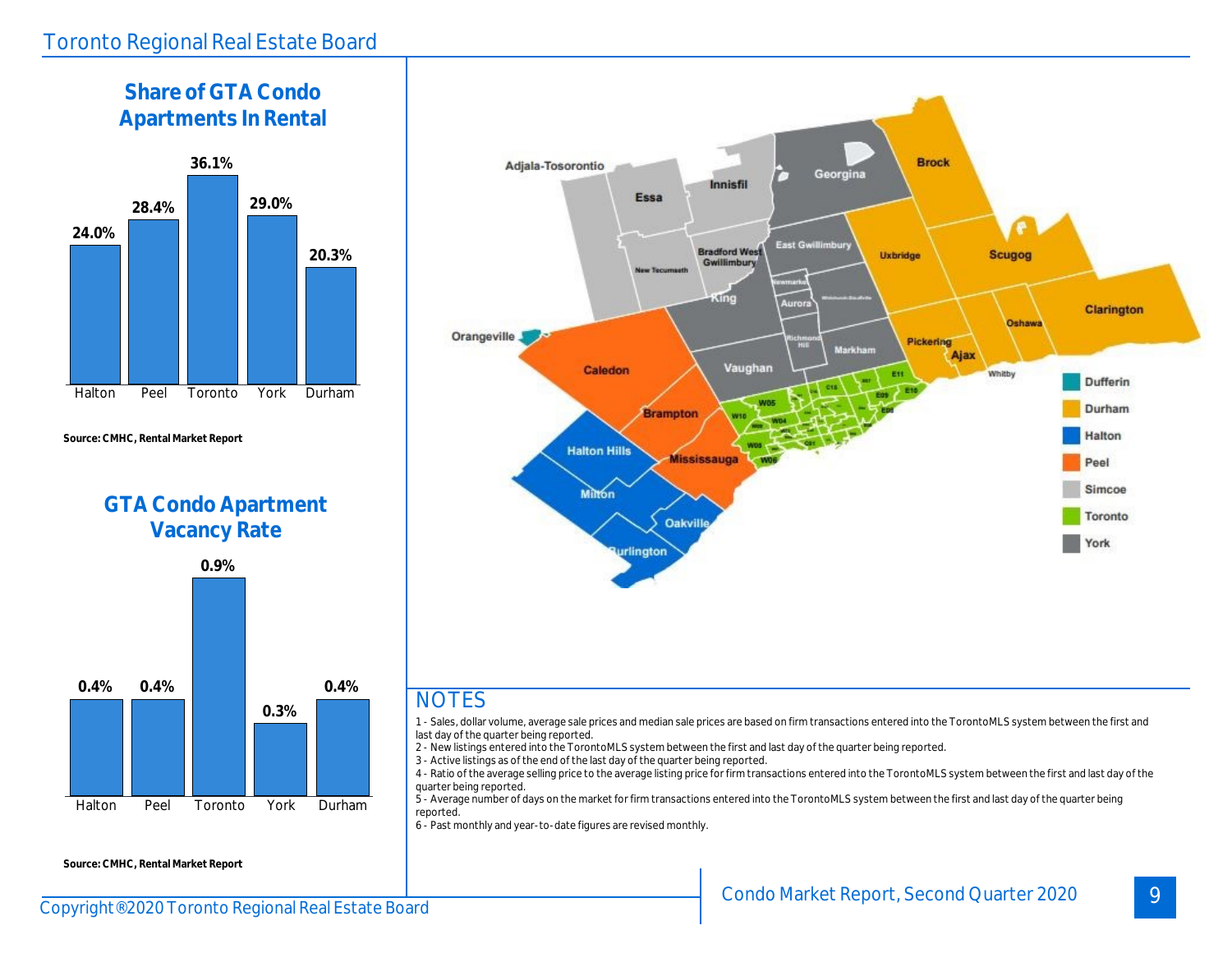## Share of GTA Condo Apartments In Rental

24.0%
28.4%
36.1%
29.0%
20.3%

Halton Peel Toronto York Durham

**Source: CMHC, Rental Market Report**

## GTA Condo Apartment Vacancy Rate

0.4%
0.4%
0.9%
0.3%
0.4%

Halton Peel Toronto York Durham

**Source: CMHC, Rental Market Report**

Adjala-Tosorontio
Essa
Innisfil
Georgina
Brock
New Tecumseth
Bradford West Gwillimbury
East Gwillimbury
Uxbridge
Scugog
King
Newmarket
Aurora
Whitchurch-Stouffville
Clarington
Oshawa
Orangeville
Richmond Hill
Markham
Pickering
Ajax
Whitby
Caledon
Vaughan
Brampton
Halton Hills
Mississauga
Milton
Oakville
Burlington

Dufferin
Durham
Halton
Peel
Simcoe
Toronto
York

## NOTES

1 - Sales, dollar volume, average sale prices and median sale prices are based on firm transactions entered into the TorontoMLS system between the first and last day of the quarter being reported.
2 - New listings entered into the TorontoMLS system between the first and last day of the quarter being reported.
3 - Active listings as of the end of the last day of the quarter being reported.
4 - Ratio of the average selling price to the average listing price for firm transactions entered into the TorontoMLS system between the first and last day of the quarter being reported.
5 - Average number of days on the market for firm transactions entered into the TorontoMLS system between the first and last day of the quarter being reported.
6 - Past monthly and year-to-date figures are revised monthly.